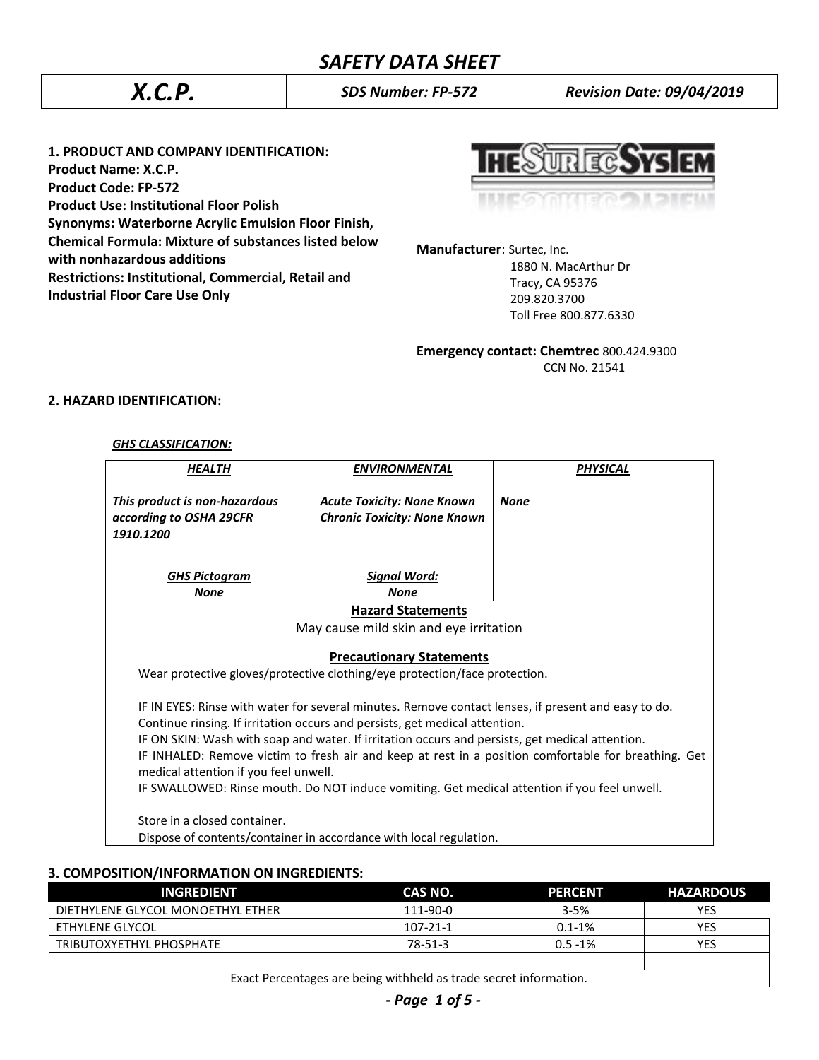# SAFETY DATA SHEET

| X.C.P. | SDS Number: FP-572 | Revision Date: 09/04/2019 |
|---|---|---|

## 1. PRODUCT AND COMPANY IDENTIFICATION:

**Product Name: X.C.P.**
**Product Code: FP-572**
**Product Use: Institutional Floor Polish**
**Synonyms: Waterborne Acrylic Emulsion Floor Finish,**
**Chemical Formula: Mixture of substances listed below with nonhazardous additions**
**Restrictions: Institutional, Commercial, Retail and Industrial Floor Care Use Only**

THE SURTEC SYSTEM

**Manufacturer**: Surtec, Inc.
1880 N. MacArthur Dr
Tracy, CA 95376
209.820.3700
Toll Free 800.877.6330

**Emergency contact: Chemtrec** 800.424.9300
CCN No. 21541

## 2. HAZARD IDENTIFICATION:

***GHS CLASSIFICATION:***

| *HEALTH* | *ENVIRONMENTAL* | *PHYSICAL* |
|---|---|---|
| *This product is non-hazardous according to OSHA 29CFR 1910.1200* | *Acute Toxicity: None Known*<br>*Chronic Toxicity: None Known* | *None* |
| *GHS Pictogram*<br>*None* | *Signal Word:*<br>*None* | |

**Hazard Statements**

May cause mild skin and eye irritation

**Precautionary Statements**

Wear protective gloves/protective clothing/eye protection/face protection.

IF IN EYES: Rinse with water for several minutes. Remove contact lenses, if present and easy to do. Continue rinsing. If irritation occurs and persists, get medical attention.
IF ON SKIN: Wash with soap and water. If irritation occurs and persists, get medical attention.
IF INHALED: Remove victim to fresh air and keep at rest in a position comfortable for breathing. Get medical attention if you feel unwell.
IF SWALLOWED: Rinse mouth. Do NOT induce vomiting. Get medical attention if you feel unwell.

Store in a closed container.
Dispose of contents/container in accordance with local regulation.

## 3. COMPOSITION/INFORMATION ON INGREDIENTS:

| INGREDIENT | CAS NO. | PERCENT | HAZARDOUS |
|---|---|---|---|
| DIETHYLENE GLYCOL MONOETHYL ETHER | 111-90-0 | 3-5% | YES |
| ETHYLENE GLYCOL | 107-21-1 | 0.1-1% | YES |
| TRIBUTOXYETHYL PHOSPHATE | 78-51-3 | 0.5 -1% | YES |
| | | | |

Exact Percentages are being withheld as trade secret information.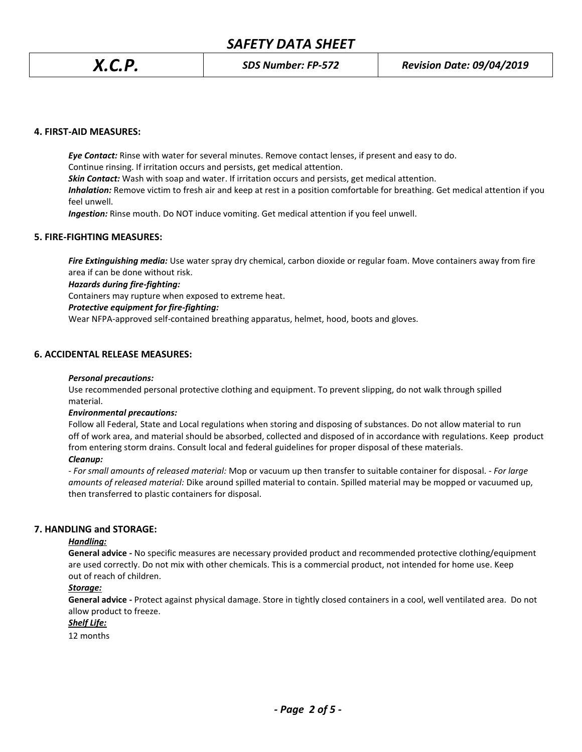## 4. FIRST-AID MEASURES:

***Eye Contact:*** Rinse with water for several minutes. Remove contact lenses, if present and easy to do. Continue rinsing. If irritation occurs and persists, get medical attention.

***Skin Contact:*** Wash with soap and water. If irritation occurs and persists, get medical attention.

***Inhalation:*** Remove victim to fresh air and keep at rest in a position comfortable for breathing. Get medical attention if you feel unwell.

***Ingestion:*** Rinse mouth. Do NOT induce vomiting. Get medical attention if you feel unwell.

## 5. FIRE-FIGHTING MEASURES:

***Fire Extinguishing media:*** Use water spray dry chemical, carbon dioxide or regular foam. Move containers away from fire area if can be done without risk.

***Hazards during fire-fighting:***

Containers may rupture when exposed to extreme heat.

***Protective equipment for fire-fighting:***

Wear NFPA-approved self-contained breathing apparatus, helmet, hood, boots and gloves.

## 6. ACCIDENTAL RELEASE MEASURES:

***Personal precautions:***

Use recommended personal protective clothing and equipment. To prevent slipping, do not walk through spilled material.

***Environmental precautions:***

Follow all Federal, State and Local regulations when storing and disposing of substances. Do not allow material to run off of work area, and material should be absorbed, collected and disposed of in accordance with regulations. Keep product from entering storm drains. Consult local and federal guidelines for proper disposal of these materials.

***Cleanup:***

- *For small amounts of released material:* Mop or vacuum up then transfer to suitable container for disposal. - *For large amounts of released material:* Dike around spilled material to contain. Spilled material may be mopped or vacuumed up, then transferred to plastic containers for disposal.

## 7. HANDLING and STORAGE:

***Handling:***

**General advice -** No specific measures are necessary provided product and recommended protective clothing/equipment are used correctly. Do not mix with other chemicals. This is a commercial product, not intended for home use. Keep out of reach of children.

***Storage:***

**General advice -** Protect against physical damage. Store in tightly closed containers in a cool, well ventilated area. Do not allow product to freeze.

***Shelf Life:***

12 months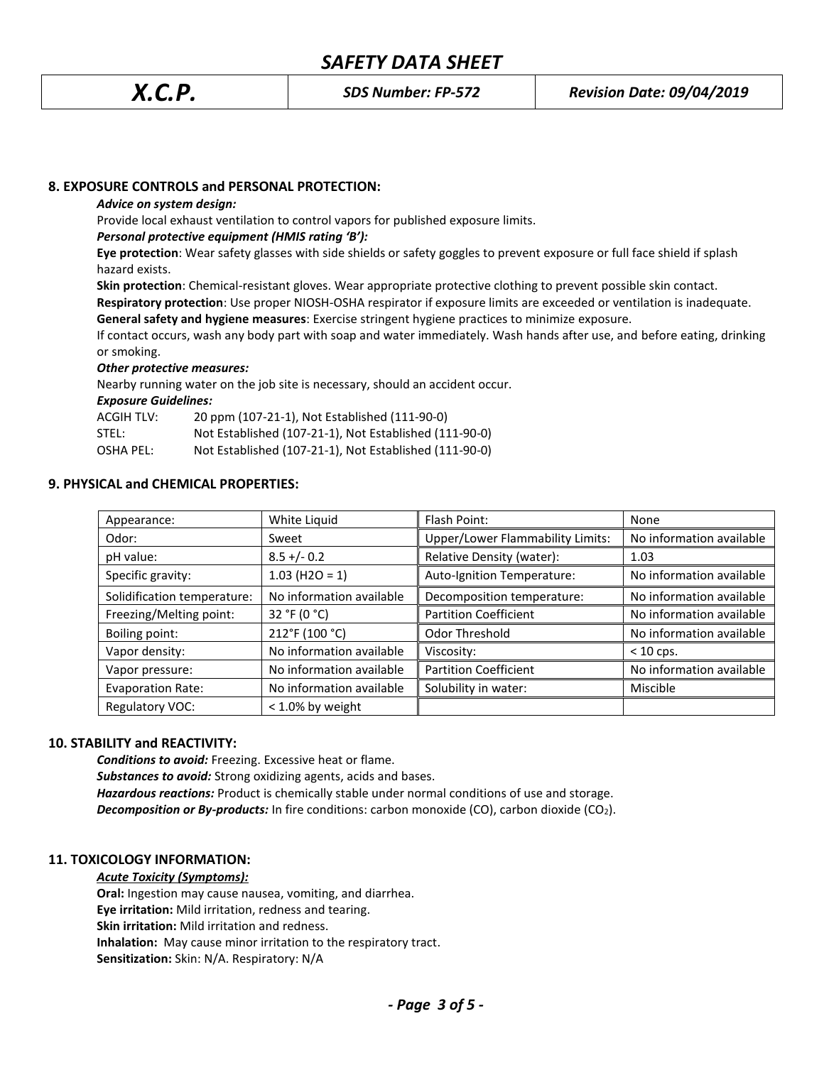## 8. EXPOSURE CONTROLS and PERSONAL PROTECTION:

***Advice on system design:***

Provide local exhaust ventilation to control vapors for published exposure limits.

***Personal protective equipment (HMIS rating 'B'):***

**Eye protection**: Wear safety glasses with side shields or safety goggles to prevent exposure or full face shield if splash hazard exists.

**Skin protection**: Chemical-resistant gloves. Wear appropriate protective clothing to prevent possible skin contact.

**Respiratory protection**: Use proper NIOSH-OSHA respirator if exposure limits are exceeded or ventilation is inadequate.

**General safety and hygiene measures**: Exercise stringent hygiene practices to minimize exposure.

If contact occurs, wash any body part with soap and water immediately. Wash hands after use, and before eating, drinking or smoking.

***Other protective measures:***

Nearby running water on the job site is necessary, should an accident occur.

***Exposure Guidelines:***

ACGIH TLV: 20 ppm (107-21-1), Not Established (111-90-0)

STEL: Not Established (107-21-1), Not Established (111-90-0)

OSHA PEL: Not Established (107-21-1), Not Established (111-90-0)

## 9. PHYSICAL and CHEMICAL PROPERTIES:

| Appearance: | White Liquid | Flash Point: | None |
|---|---|---|---|
| Odor: | Sweet | Upper/Lower Flammability Limits: | No information available |
| pH value: | 8.5 +/- 0.2 | Relative Density (water): | 1.03 |
| Specific gravity: | 1.03 (H2O = 1) | Auto-Ignition Temperature: | No information available |
| Solidification temperature: | No information available | Decomposition temperature: | No information available |
| Freezing/Melting point: | 32 °F (0 °C) | Partition Coefficient | No information available |
| Boiling point: | 212°F (100 °C) | Odor Threshold | No information available |
| Vapor density: | No information available | Viscosity: | < 10 cps. |
| Vapor pressure: | No information available | Partition Coefficient | No information available |
| Evaporation Rate: | No information available | Solubility in water: | Miscible |
| Regulatory VOC: | < 1.0% by weight | | |

## 10. STABILITY and REACTIVITY:

***Conditions to avoid:*** Freezing. Excessive heat or flame.

***Substances to avoid:*** Strong oxidizing agents, acids and bases.

***Hazardous reactions:*** Product is chemically stable under normal conditions of use and storage.

***Decomposition or By-products:*** In fire conditions: carbon monoxide (CO), carbon dioxide ($CO_2$).

## 11. TOXICOLOGY INFORMATION:

***Acute Toxicity (Symptoms):***

**Oral:** Ingestion may cause nausea, vomiting, and diarrhea.

**Eye irritation:** Mild irritation, redness and tearing.

**Skin irritation:** Mild irritation and redness.

**Inhalation:** May cause minor irritation to the respiratory tract.

**Sensitization:** Skin: N/A. Respiratory: N/A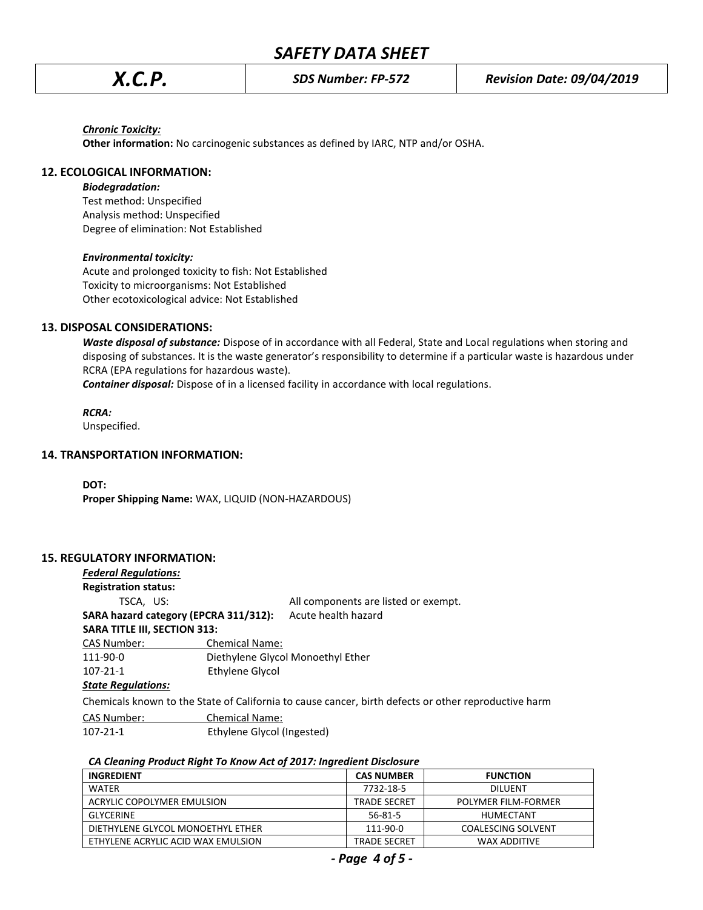*Chronic Toxicity:*

**Other information:** No carcinogenic substances as defined by IARC, NTP and/or OSHA.

## 12. ECOLOGICAL INFORMATION:

***Biodegradation:***

Test method: Unspecified
Analysis method: Unspecified
Degree of elimination: Not Established

***Environmental toxicity:***

Acute and prolonged toxicity to fish: Not Established
Toxicity to microorganisms: Not Established
Other ecotoxicological advice: Not Established

## 13. DISPOSAL CONSIDERATIONS:

***Waste disposal of substance:*** Dispose of in accordance with all Federal, State and Local regulations when storing and disposing of substances. It is the waste generator's responsibility to determine if a particular waste is hazardous under RCRA (EPA regulations for hazardous waste).

***Container disposal:*** Dispose of in a licensed facility in accordance with local regulations.

***RCRA:***

Unspecified.

## 14. TRANSPORTATION INFORMATION:

**DOT:**

**Proper Shipping Name:** WAX, LIQUID (NON-HAZARDOUS)

## 15. REGULATORY INFORMATION:

*Federal Regulations:*

**Registration status:**

TSCA, US: All components are listed or exempt.

**SARA hazard category (EPCRA 311/312):** Acute health hazard

**SARA TITLE III, SECTION 313:**

| CAS Number: | Chemical Name: |
|---|---|
| 111-90-0 | Diethylene Glycol Monoethyl Ether |
| 107-21-1 | Ethylene Glycol |

*State Regulations:*

Chemicals known to the State of California to cause cancer, birth defects or other reproductive harm

| CAS Number: | Chemical Name: |
|---|---|
| 107-21-1 | Ethylene Glycol (Ingested) |

***CA Cleaning Product Right To Know Act of 2017: Ingredient Disclosure***

| INGREDIENT | CAS NUMBER | FUNCTION |
|---|---|---|
| WATER | 7732-18-5 | DILUENT |
| ACRYLIC COPOLYMER EMULSION | TRADE SECRET | POLYMER FILM-FORMER |
| GLYCERINE | 56-81-5 | HUMECTANT |
| DIETHYLENE GLYCOL MONOETHYL ETHER | 111-90-0 | COALESCING SOLVENT |
| ETHYLENE ACRYLIC ACID WAX EMULSION | TRADE SECRET | WAX ADDITIVE |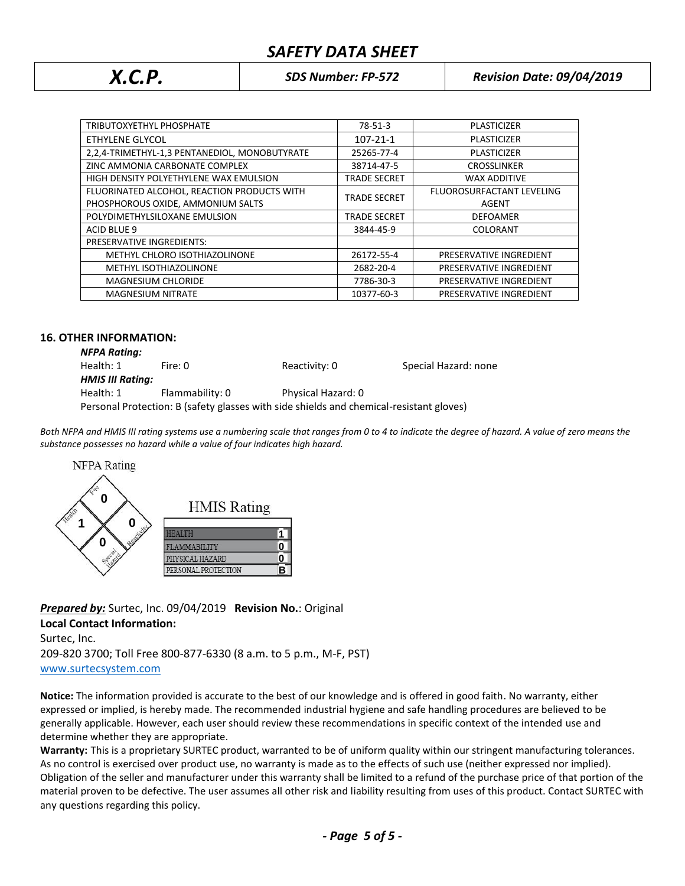| | | |
|---|---|---|
| TRIBUTOXYETHYL PHOSPHATE | 78-51-3 | PLASTICIZER |
| ETHYLENE GLYCOL | 107-21-1 | PLASTICIZER |
| 2,2,4-TRIMETHYL-1,3 PENTANEDIOL, MONOBUTYRATE | 25265-77-4 | PLASTICIZER |
| ZINC AMMONIA CARBONATE COMPLEX | 38714-47-5 | CROSSLINKER |
| HIGH DENSITY POLYETHYLENE WAX EMULSION | TRADE SECRET | WAX ADDITIVE |
| FLUORINATED ALCOHOL, REACTION PRODUCTS WITH PHOSPHOROUS OXIDE, AMMONIUM SALTS | TRADE SECRET | FLUOROSURFACTANT LEVELING AGENT |
| POLYDIMETHYLSILOXANE EMULSION | TRADE SECRET | DEFOAMER |
| ACID BLUE 9 | 3844-45-9 | COLORANT |
| PRESERVATIVE INGREDIENTS: | | |
| METHYL CHLORO ISOTHIAZOLINONE | 26172-55-4 | PRESERVATIVE INGREDIENT |
| METHYL ISOTHIAZOLINONE | 2682-20-4 | PRESERVATIVE INGREDIENT |
| MAGNESIUM CHLORIDE | 7786-30-3 | PRESERVATIVE INGREDIENT |
| MAGNESIUM NITRATE | 10377-60-3 | PRESERVATIVE INGREDIENT |

## 16. OTHER INFORMATION:

***NFPA Rating:***

Health: 1 Fire: 0 Reactivity: 0 Special Hazard: none

***HMIS III Rating:***

Health: 1 Flammability: 0 Physical Hazard: 0

Personal Protection: B (safety glasses with side shields and chemical-resistant gloves)

*Both NFPA and HMIS III rating systems use a numbering scale that ranges from 0 to 4 to indicate the degree of hazard. A value of zero means the substance possesses no hazard while a value of four indicates high hazard.*

NFPA Rating

Fire 0
Health 1
Reactivity 0
Special Hazard 0

HMIS Rating

| | |
|---|---|
| HEALTH | 1 |
| FLAMMABILITY | 0 |
| PHYSICAL HAZARD | 0 |
| PERSONAL PROTECTION | B |

***Prepared by:*** Surtec, Inc. 09/04/2019 **Revision No.**: Original

**Local Contact Information:**

Surtec, Inc.

209-820 3700; Toll Free 800-877-6330 (8 a.m. to 5 p.m., M-F, PST)

www.surtecsystem.com

**Notice:** The information provided is accurate to the best of our knowledge and is offered in good faith. No warranty, either expressed or implied, is hereby made. The recommended industrial hygiene and safe handling procedures are believed to be generally applicable. However, each user should review these recommendations in specific context of the intended use and determine whether they are appropriate.

**Warranty:** This is a proprietary SURTEC product, warranted to be of uniform quality within our stringent manufacturing tolerances. As no control is exercised over product use, no warranty is made as to the effects of such use (neither expressed nor implied). Obligation of the seller and manufacturer under this warranty shall be limited to a refund of the purchase price of that portion of the material proven to be defective. The user assumes all other risk and liability resulting from uses of this product. Contact SURTEC with any questions regarding this policy.